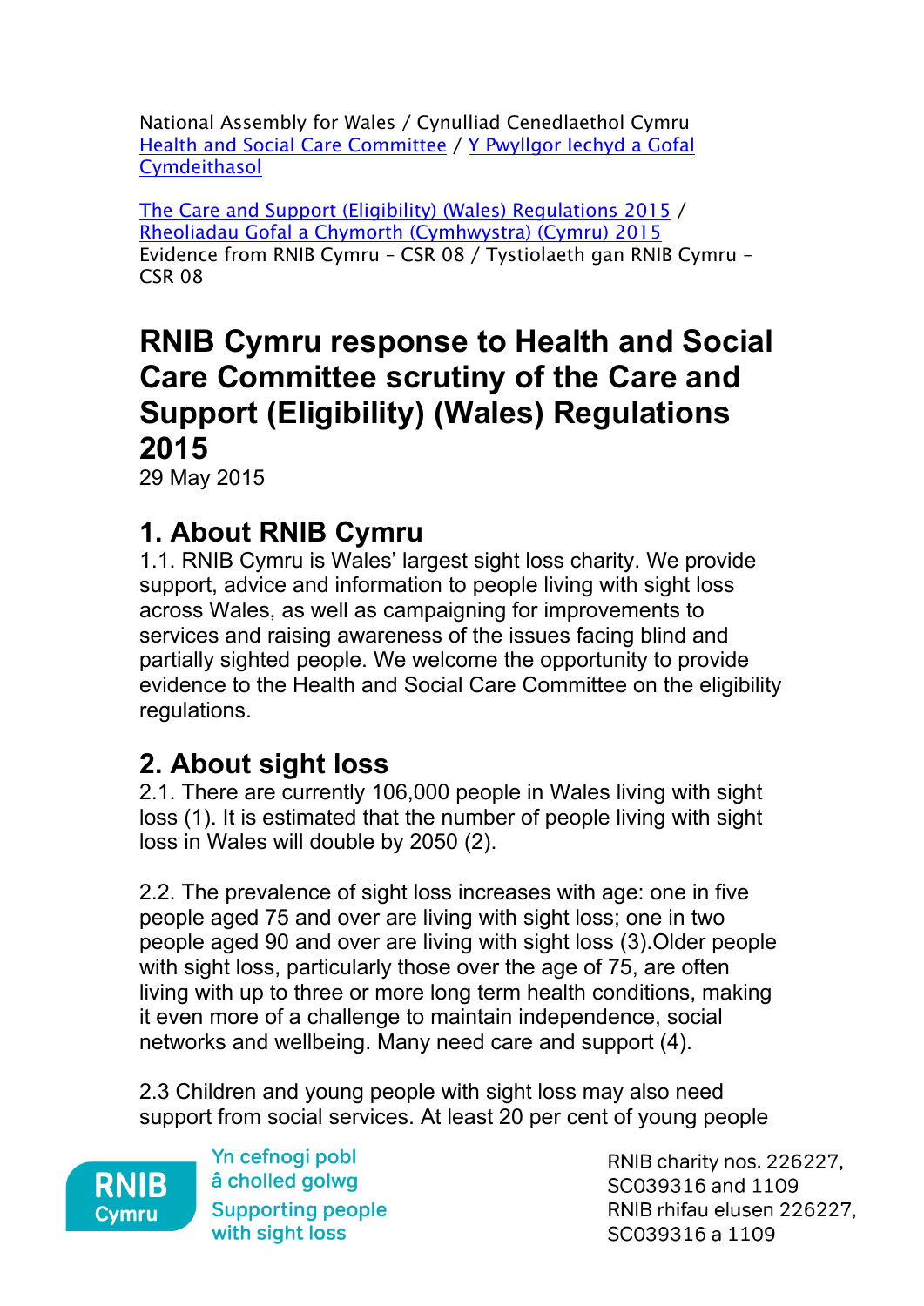National Assembly for Wales / Cynulliad Cenedlaethol Cymru
Health and Social Care Committee / Y Pwyllgor Iechyd a Gofal Cymdeithasol

The Care and Support (Eligibility) (Wales) Regulations 2015 / Rheoliadau Gofal a Chymorth (Cymhwystra) (Cymru) 2015
Evidence from RNIB Cymru – CSR 08 / Tystiolaeth gan RNIB Cymru – CSR 08

# RNIB Cymru response to Health and Social Care Committee scrutiny of the Care and Support (Eligibility) (Wales) Regulations 2015

29 May 2015

## 1. About RNIB Cymru

1.1. RNIB Cymru is Wales' largest sight loss charity. We provide support, advice and information to people living with sight loss across Wales, as well as campaigning for improvements to services and raising awareness of the issues facing blind and partially sighted people. We welcome the opportunity to provide evidence to the Health and Social Care Committee on the eligibility regulations.

## 2. About sight loss

2.1. There are currently 106,000 people in Wales living with sight loss (1). It is estimated that the number of people living with sight loss in Wales will double by 2050 (2).

2.2. The prevalence of sight loss increases with age: one in five people aged 75 and over are living with sight loss; one in two people aged 90 and over are living with sight loss (3).Older people with sight loss, particularly those over the age of 75, are often living with up to three or more long term health conditions, making it even more of a challenge to maintain independence, social networks and wellbeing. Many need care and support (4).

2.3 Children and young people with sight loss may also need support from social services. At least 20 per cent of young people

RNIB Cymru

Yn cefnogi pobl â cholled golwg
Supporting people with sight loss

RNIB charity nos. 226227, SC039316 and 1109
RNIB rhifau elusen 226227, SC039316 a 1109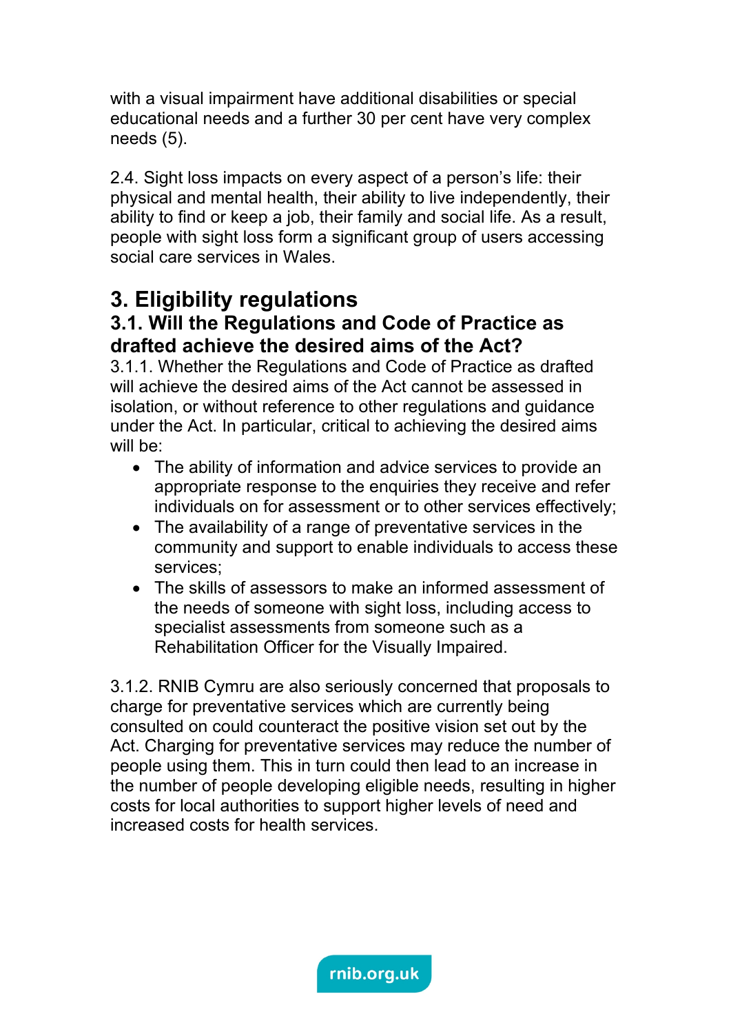with a visual impairment have additional disabilities or special educational needs and a further 30 per cent have very complex needs (5).

2.4. Sight loss impacts on every aspect of a person's life: their physical and mental health, their ability to live independently, their ability to find or keep a job, their family and social life. As a result, people with sight loss form a significant group of users accessing social care services in Wales.

## 3. Eligibility regulations

### 3.1. Will the Regulations and Code of Practice as drafted achieve the desired aims of the Act?

3.1.1. Whether the Regulations and Code of Practice as drafted will achieve the desired aims of the Act cannot be assessed in isolation, or without reference to other regulations and guidance under the Act. In particular, critical to achieving the desired aims will be:

- The ability of information and advice services to provide an appropriate response to the enquiries they receive and refer individuals on for assessment or to other services effectively;
- The availability of a range of preventative services in the community and support to enable individuals to access these services;
- The skills of assessors to make an informed assessment of the needs of someone with sight loss, including access to specialist assessments from someone such as a Rehabilitation Officer for the Visually Impaired.

3.1.2. RNIB Cymru are also seriously concerned that proposals to charge for preventative services which are currently being consulted on could counteract the positive vision set out by the Act. Charging for preventative services may reduce the number of people using them. This in turn could then lead to an increase in the number of people developing eligible needs, resulting in higher costs for local authorities to support higher levels of need and increased costs for health services.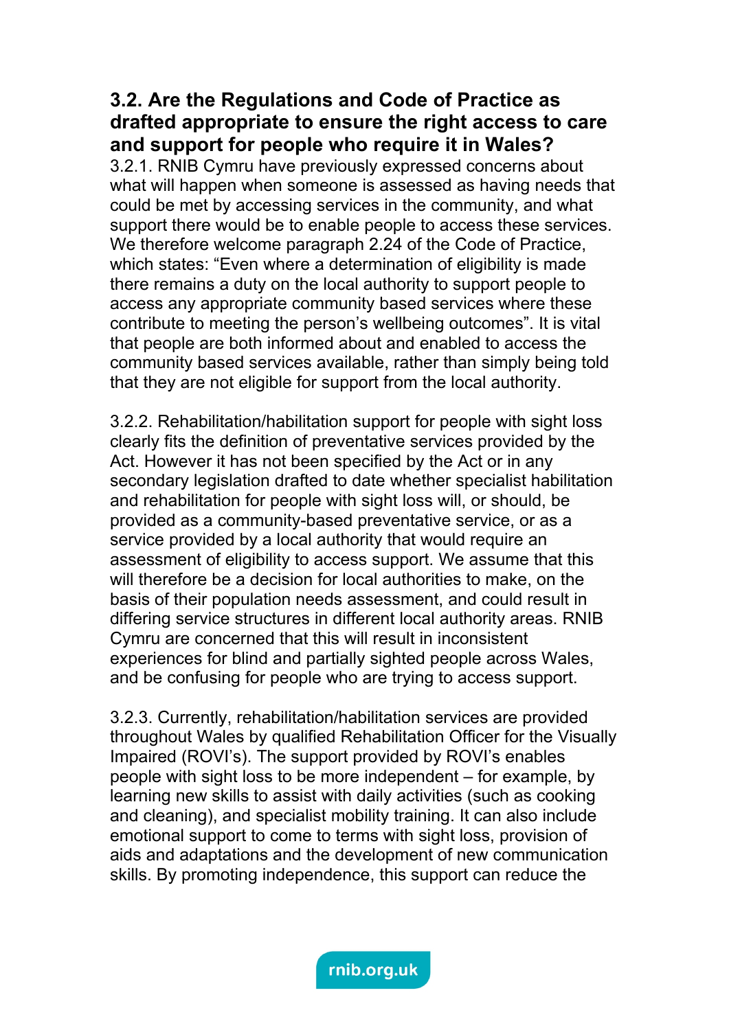### 3.2. Are the Regulations and Code of Practice as drafted appropriate to ensure the right access to care and support for people who require it in Wales?

3.2.1. RNIB Cymru have previously expressed concerns about what will happen when someone is assessed as having needs that could be met by accessing services in the community, and what support there would be to enable people to access these services. We therefore welcome paragraph 2.24 of the Code of Practice, which states: "Even where a determination of eligibility is made there remains a duty on the local authority to support people to access any appropriate community based services where these contribute to meeting the person's wellbeing outcomes". It is vital that people are both informed about and enabled to access the community based services available, rather than simply being told that they are not eligible for support from the local authority.

3.2.2. Rehabilitation/habilitation support for people with sight loss clearly fits the definition of preventative services provided by the Act. However it has not been specified by the Act or in any secondary legislation drafted to date whether specialist habilitation and rehabilitation for people with sight loss will, or should, be provided as a community-based preventative service, or as a service provided by a local authority that would require an assessment of eligibility to access support. We assume that this will therefore be a decision for local authorities to make, on the basis of their population needs assessment, and could result in differing service structures in different local authority areas. RNIB Cymru are concerned that this will result in inconsistent experiences for blind and partially sighted people across Wales, and be confusing for people who are trying to access support.

3.2.3. Currently, rehabilitation/habilitation services are provided throughout Wales by qualified Rehabilitation Officer for the Visually Impaired (ROVI's). The support provided by ROVI's enables people with sight loss to be more independent – for example, by learning new skills to assist with daily activities (such as cooking and cleaning), and specialist mobility training. It can also include emotional support to come to terms with sight loss, provision of aids and adaptations and the development of new communication skills. By promoting independence, this support can reduce the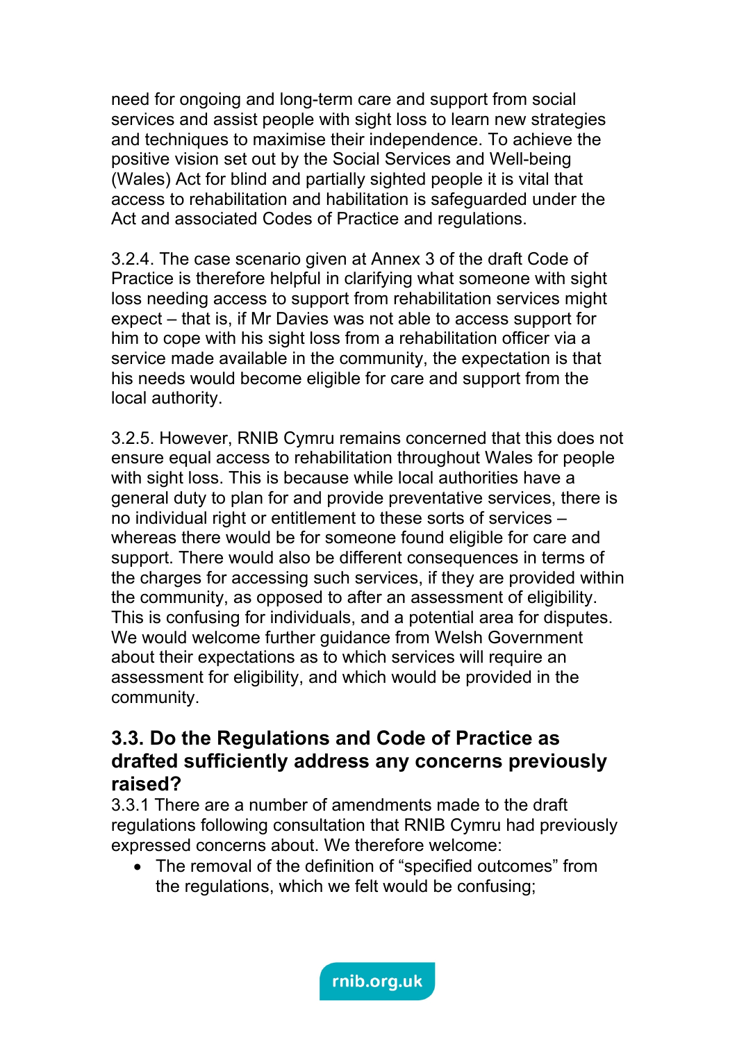need for ongoing and long-term care and support from social services and assist people with sight loss to learn new strategies and techniques to maximise their independence. To achieve the positive vision set out by the Social Services and Well-being (Wales) Act for blind and partially sighted people it is vital that access to rehabilitation and habilitation is safeguarded under the Act and associated Codes of Practice and regulations.

3.2.4. The case scenario given at Annex 3 of the draft Code of Practice is therefore helpful in clarifying what someone with sight loss needing access to support from rehabilitation services might expect – that is, if Mr Davies was not able to access support for him to cope with his sight loss from a rehabilitation officer via a service made available in the community, the expectation is that his needs would become eligible for care and support from the local authority.

3.2.5. However, RNIB Cymru remains concerned that this does not ensure equal access to rehabilitation throughout Wales for people with sight loss. This is because while local authorities have a general duty to plan for and provide preventative services, there is no individual right or entitlement to these sorts of services – whereas there would be for someone found eligible for care and support. There would also be different consequences in terms of the charges for accessing such services, if they are provided within the community, as opposed to after an assessment of eligibility. This is confusing for individuals, and a potential area for disputes. We would welcome further guidance from Welsh Government about their expectations as to which services will require an assessment for eligibility, and which would be provided in the community.

## 3.3. Do the Regulations and Code of Practice as drafted sufficiently address any concerns previously raised?

3.3.1 There are a number of amendments made to the draft regulations following consultation that RNIB Cymru had previously expressed concerns about. We therefore welcome:

- The removal of the definition of “specified outcomes” from the regulations, which we felt would be confusing;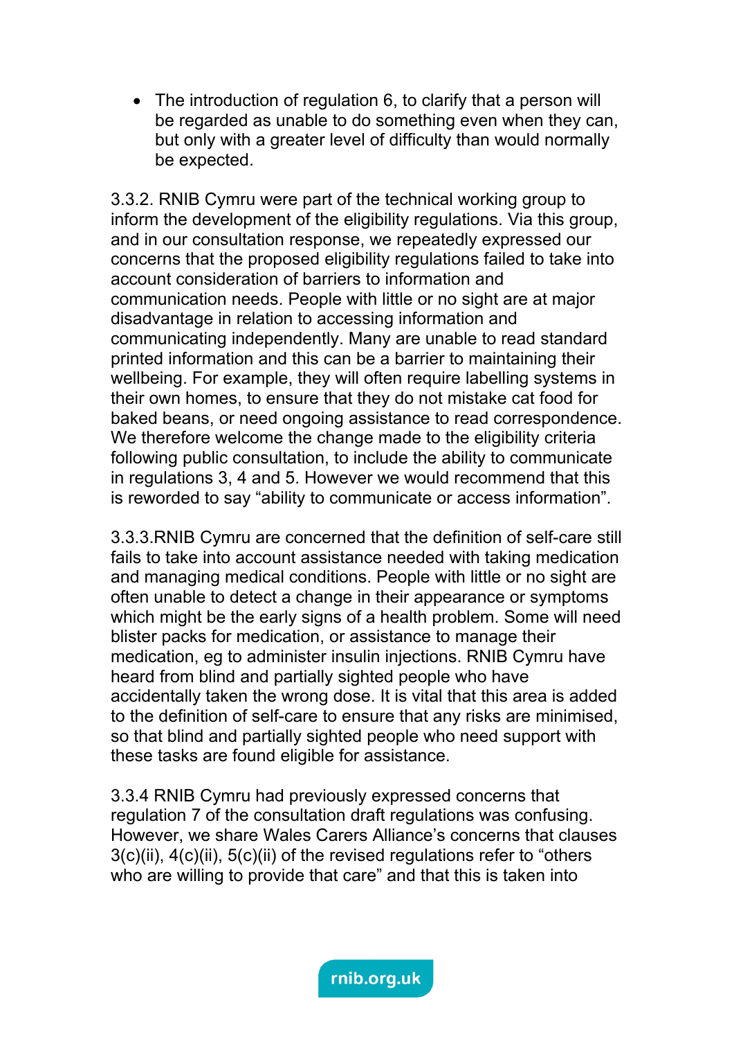- The introduction of regulation 6, to clarify that a person will be regarded as unable to do something even when they can, but only with a greater level of difficulty than would normally be expected.

3.3.2. RNIB Cymru were part of the technical working group to inform the development of the eligibility regulations. Via this group, and in our consultation response, we repeatedly expressed our concerns that the proposed eligibility regulations failed to take into account consideration of barriers to information and communication needs. People with little or no sight are at major disadvantage in relation to accessing information and communicating independently. Many are unable to read standard printed information and this can be a barrier to maintaining their wellbeing. For example, they will often require labelling systems in their own homes, to ensure that they do not mistake cat food for baked beans, or need ongoing assistance to read correspondence. We therefore welcome the change made to the eligibility criteria following public consultation, to include the ability to communicate in regulations 3, 4 and 5. However we would recommend that this is reworded to say "ability to communicate or access information".

3.3.3.RNIB Cymru are concerned that the definition of self-care still fails to take into account assistance needed with taking medication and managing medical conditions. People with little or no sight are often unable to detect a change in their appearance or symptoms which might be the early signs of a health problem. Some will need blister packs for medication, or assistance to manage their medication, eg to administer insulin injections. RNIB Cymru have heard from blind and partially sighted people who have accidentally taken the wrong dose. It is vital that this area is added to the definition of self-care to ensure that any risks are minimised, so that blind and partially sighted people who need support with these tasks are found eligible for assistance.

3.3.4 RNIB Cymru had previously expressed concerns that regulation 7 of the consultation draft regulations was confusing. However, we share Wales Carers Alliance's concerns that clauses 3(c)(ii), 4(c)(ii), 5(c)(ii) of the revised regulations refer to "others who are willing to provide that care" and that this is taken into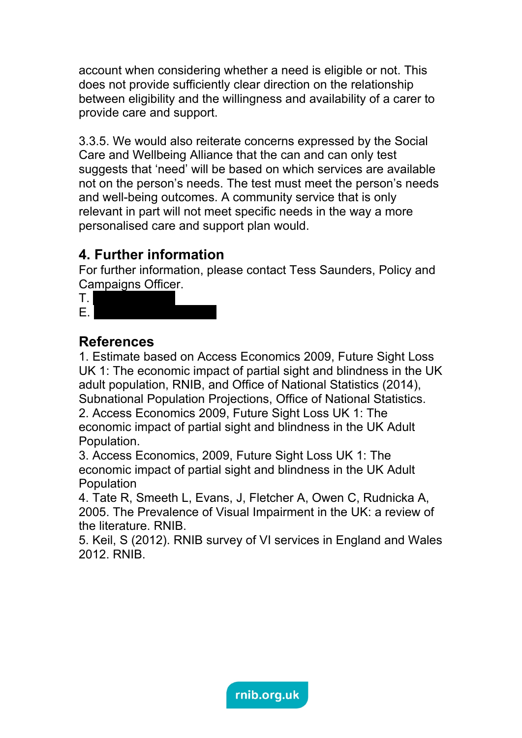account when considering whether a need is eligible or not. This does not provide sufficiently clear direction on the relationship between eligibility and the willingness and availability of a carer to provide care and support.

3.3.5. We would also reiterate concerns expressed by the Social Care and Wellbeing Alliance that the can and can only test suggests that 'need' will be based on which services are available not on the person's needs. The test must meet the person's needs and well-being outcomes. A community service that is only relevant in part will not meet specific needs in the way a more personalised care and support plan would.

## 4. Further information

For further information, please contact Tess Saunders, Policy and Campaigns Officer.
T.
E.

## References

1. Estimate based on Access Economics 2009, Future Sight Loss UK 1: The economic impact of partial sight and blindness in the UK adult population, RNIB, and Office of National Statistics (2014), Subnational Population Projections, Office of National Statistics.
2. Access Economics 2009, Future Sight Loss UK 1: The economic impact of partial sight and blindness in the UK Adult Population.
3. Access Economics, 2009, Future Sight Loss UK 1: The economic impact of partial sight and blindness in the UK Adult Population
4. Tate R, Smeeth L, Evans, J, Fletcher A, Owen C, Rudnicka A, 2005. The Prevalence of Visual Impairment in the UK: a review of the literature. RNIB.
5. Keil, S (2012). RNIB survey of VI services in England and Wales 2012. RNIB.

rnib.org.uk